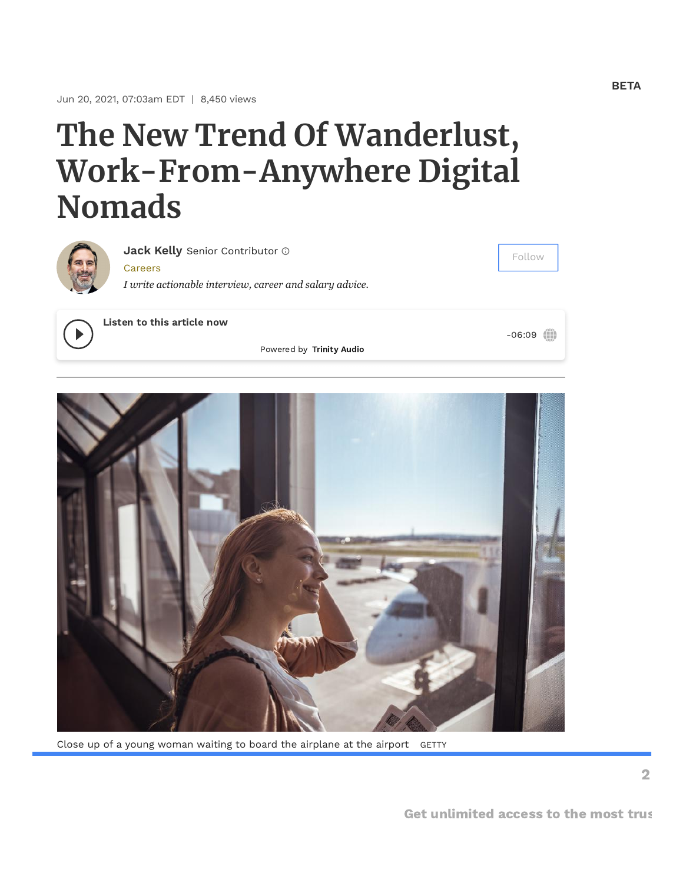Jun 20, 2021, 07:03am EDT | 8,450 views

# The New Trend Of Wanderlust, Work-From-Anywhere Digital Nomads

**Jack Kelly** Senior Contributor

Careers

*I write actionable interview, career and salary advice.*

Close up of a young woman waiting to board the airplane at the airport GETTY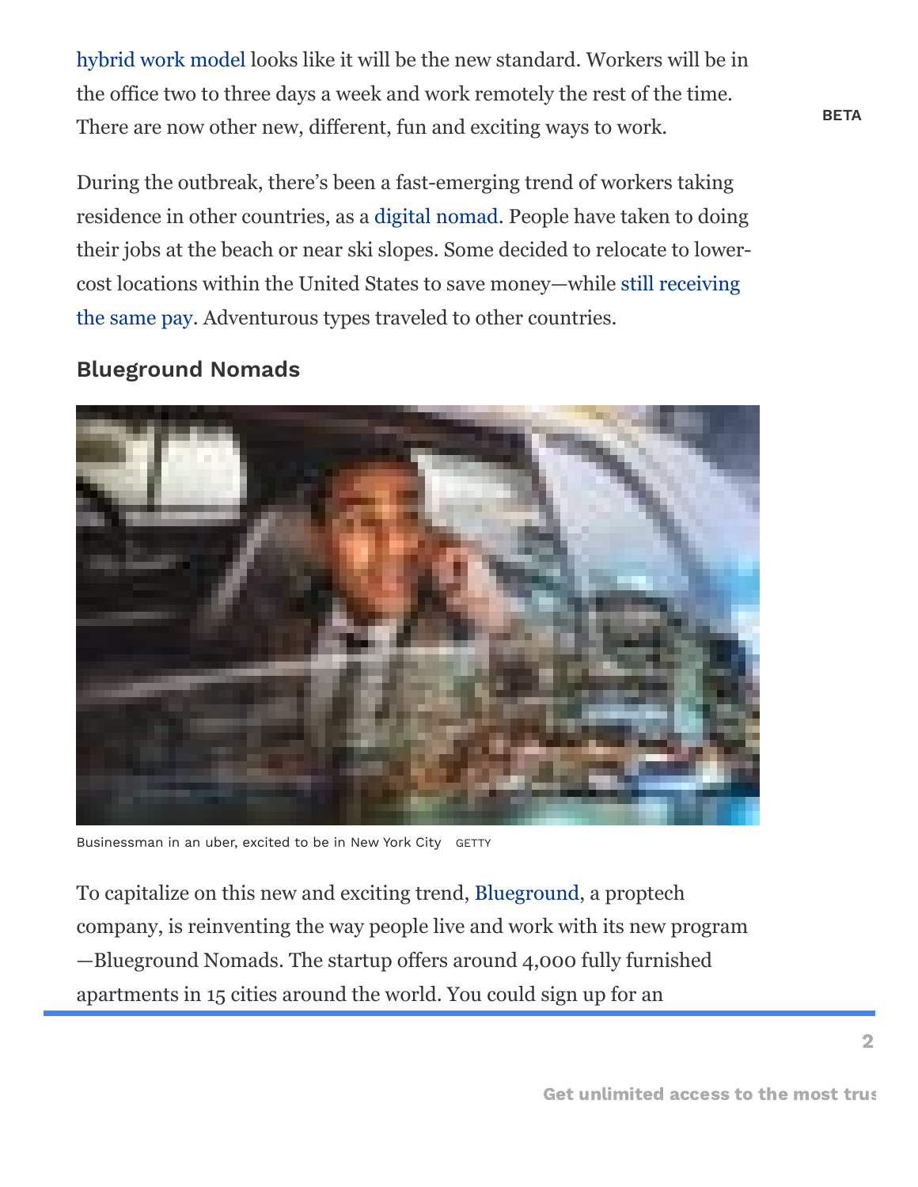hybrid work model looks like it will be the new standard. Workers will be in the office two to three days a week and work remotely the rest of the time. There are now other new, different, fun and exciting ways to work.

During the outbreak, there's been a fast-emerging trend of workers taking residence in other countries, as a digital nomad. People have taken to doing their jobs at the beach or near ski slopes. Some decided to relocate to lower-cost locations within the United States to save money—while still receiving the same pay. Adventurous types traveled to other countries.

## Blueground Nomads

Businessman in an uber, excited to be in New York City GETTY

To capitalize on this new and exciting trend, Blueground, a proptech company, is reinventing the way people live and work with its new program—Blueground Nomads. The startup offers around 4,000 fully furnished apartments in 15 cities around the world. You could sign up for an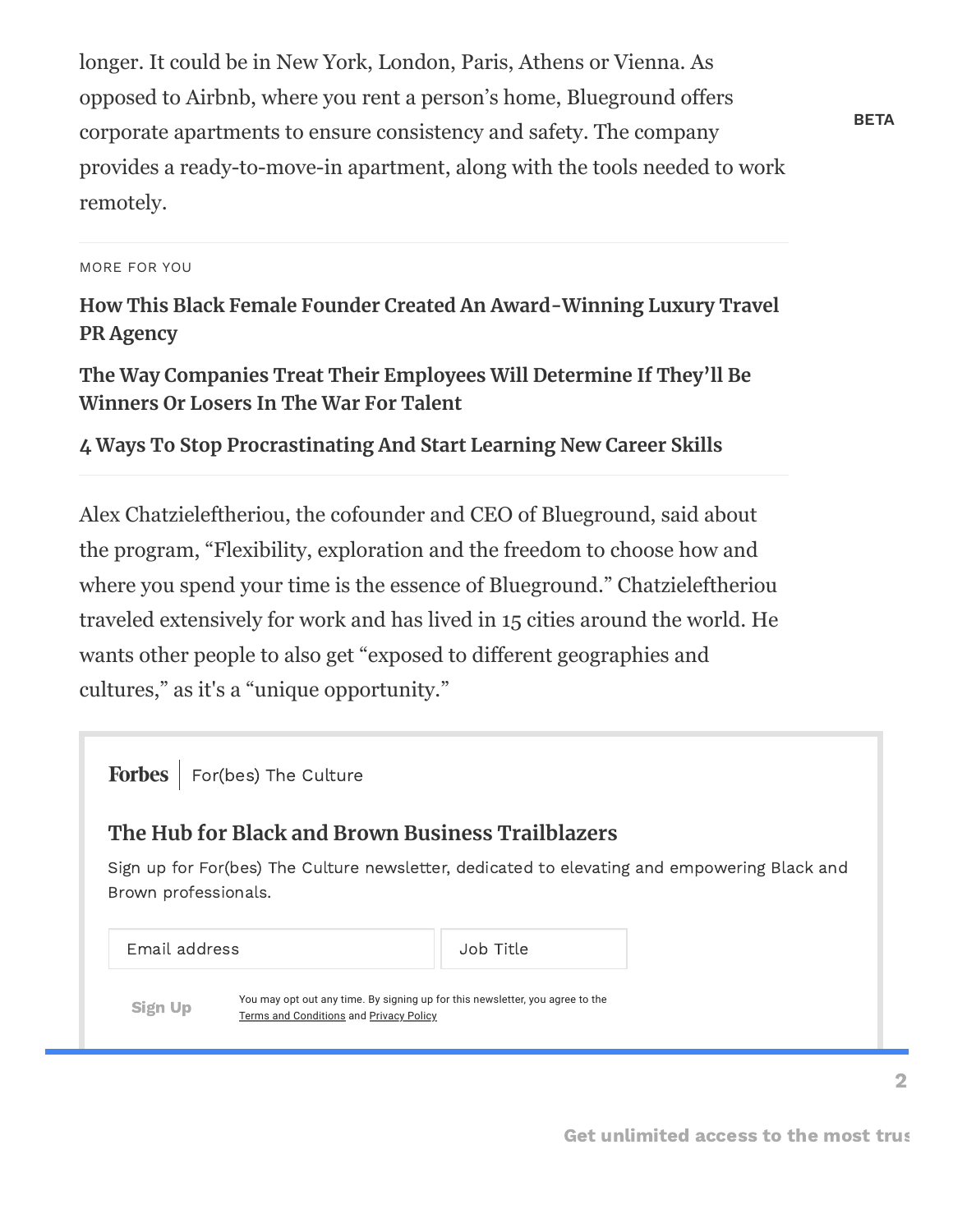longer. It could be in New York, London, Paris, Athens or Vienna. As opposed to Airbnb, where you rent a person's home, Blueground offers corporate apartments to ensure consistency and safety. The company provides a ready-to-move-in apartment, along with the tools needed to work remotely.

MORE FOR YOU

**How This Black Female Founder Created An Award-Winning Luxury Travel PR Agency**

**The Way Companies Treat Their Employees Will Determine If They'll Be Winners Or Losers In The War For Talent**

**4 Ways To Stop Procrastinating And Start Learning New Career Skills**

Alex Chatzieleftheriou, the cofounder and CEO of Blueground, said about the program, "Flexibility, exploration and the freedom to choose how and where you spend your time is the essence of Blueground." Chatzieleftheriou traveled extensively for work and has lived in 15 cities around the world. He wants other people to also get "exposed to different geographies and cultures," as it's a "unique opportunity."

Forbes | For(bes) The Culture

**The Hub for Black and Brown Business Trailblazers**

Sign up for For(bes) The Culture newsletter, dedicated to elevating and empowering Black and Brown professionals.

Email address | Job Title

Sign Up

You may opt out any time. By signing up for this newsletter, you agree to the Terms and Conditions and Privacy Policy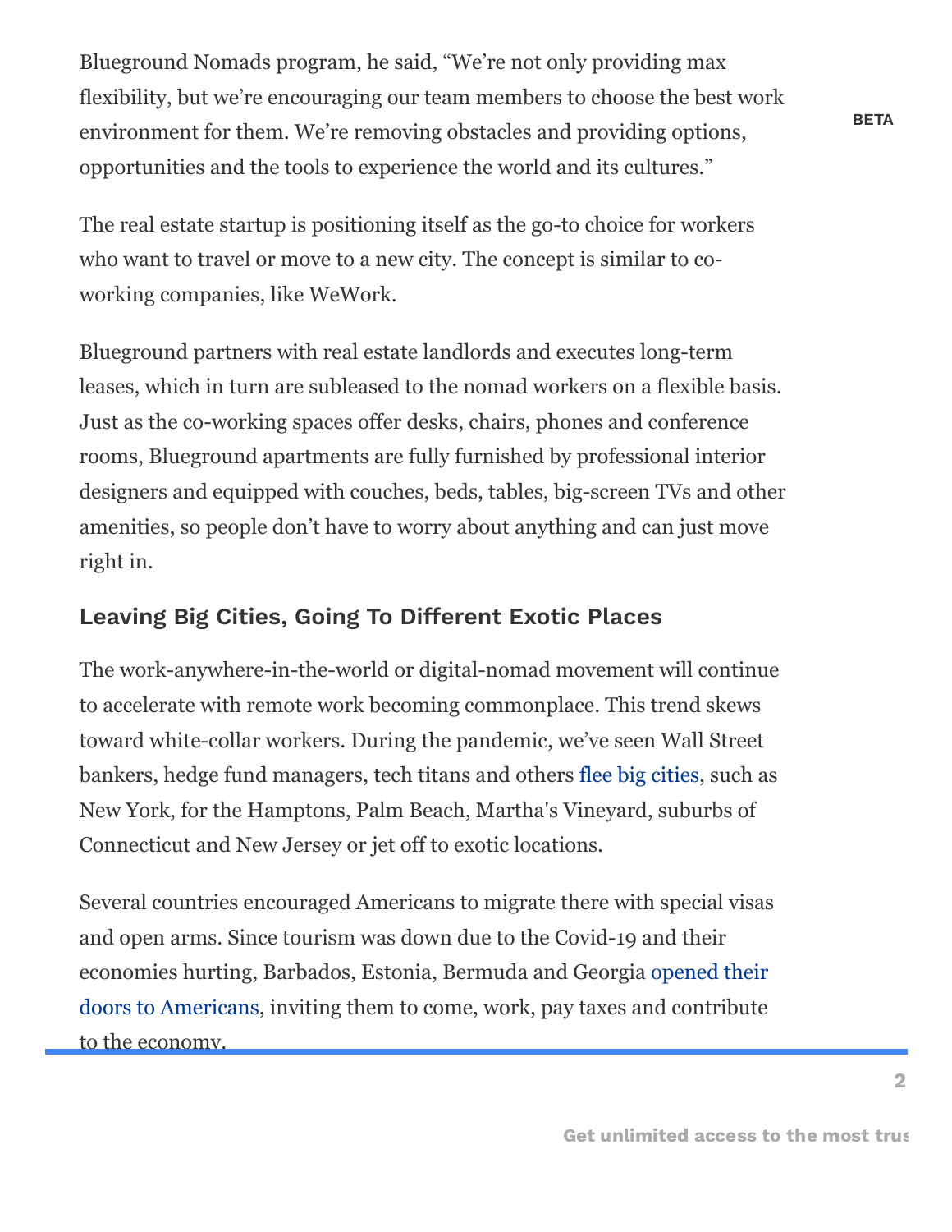Blueground Nomads program, he said, “We’re not only providing max flexibility, but we’re encouraging our team members to choose the best work environment for them. We’re removing obstacles and providing options, opportunities and the tools to experience the world and its cultures.”

The real estate startup is positioning itself as the go-to choice for workers who want to travel or move to a new city. The concept is similar to co-working companies, like WeWork.

Blueground partners with real estate landlords and executes long-term leases, which in turn are subleased to the nomad workers on a flexible basis. Just as the co-working spaces offer desks, chairs, phones and conference rooms, Blueground apartments are fully furnished by professional interior designers and equipped with couches, beds, tables, big-screen TVs and other amenities, so people don’t have to worry about anything and can just move right in.

## Leaving Big Cities, Going To Different Exotic Places

The work-anywhere-in-the-world or digital-nomad movement will continue to accelerate with remote work becoming commonplace. This trend skews toward white-collar workers. During the pandemic, we’ve seen Wall Street bankers, hedge fund managers, tech titans and others flee big cities, such as New York, for the Hamptons, Palm Beach, Martha's Vineyard, suburbs of Connecticut and New Jersey or jet off to exotic locations.

Several countries encouraged Americans to migrate there with special visas and open arms. Since tourism was down due to the Covid-19 and their economies hurting, Barbados, Estonia, Bermuda and Georgia opened their doors to Americans, inviting them to come, work, pay taxes and contribute to the economy.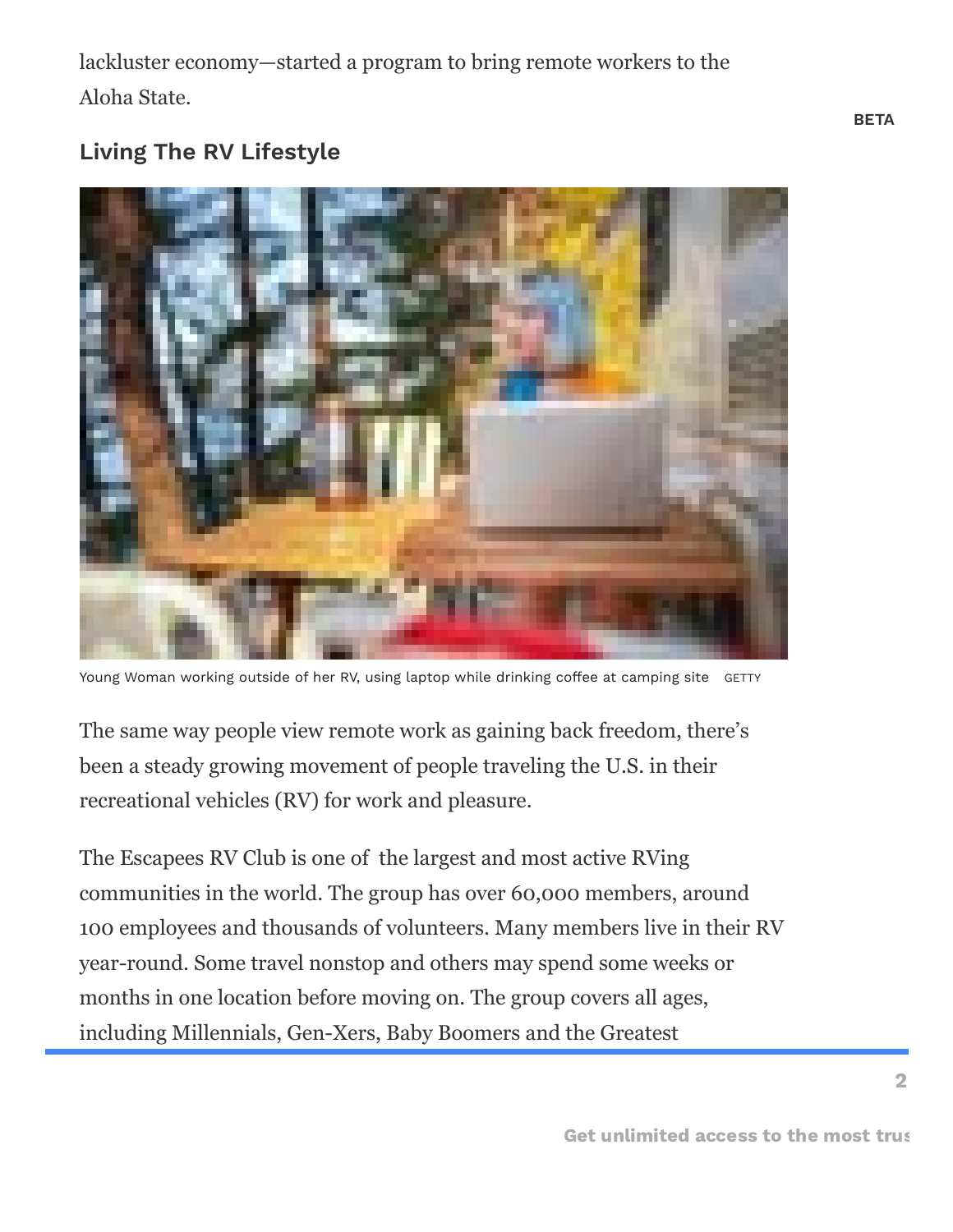lackluster economy—started a program to bring remote workers to the Aloha State.

## Living The RV Lifestyle

Young Woman working outside of her RV, using laptop while drinking coffee at camping site GETTY

The same way people view remote work as gaining back freedom, there's been a steady growing movement of people traveling the U.S. in their recreational vehicles (RV) for work and pleasure.

The Escapees RV Club is one of the largest and most active RVing communities in the world. The group has over 60,000 members, around 100 employees and thousands of volunteers. Many members live in their RV year-round. Some travel nonstop and others may spend some weeks or months in one location before moving on. The group covers all ages, including Millennials, Gen-Xers, Baby Boomers and the Greatest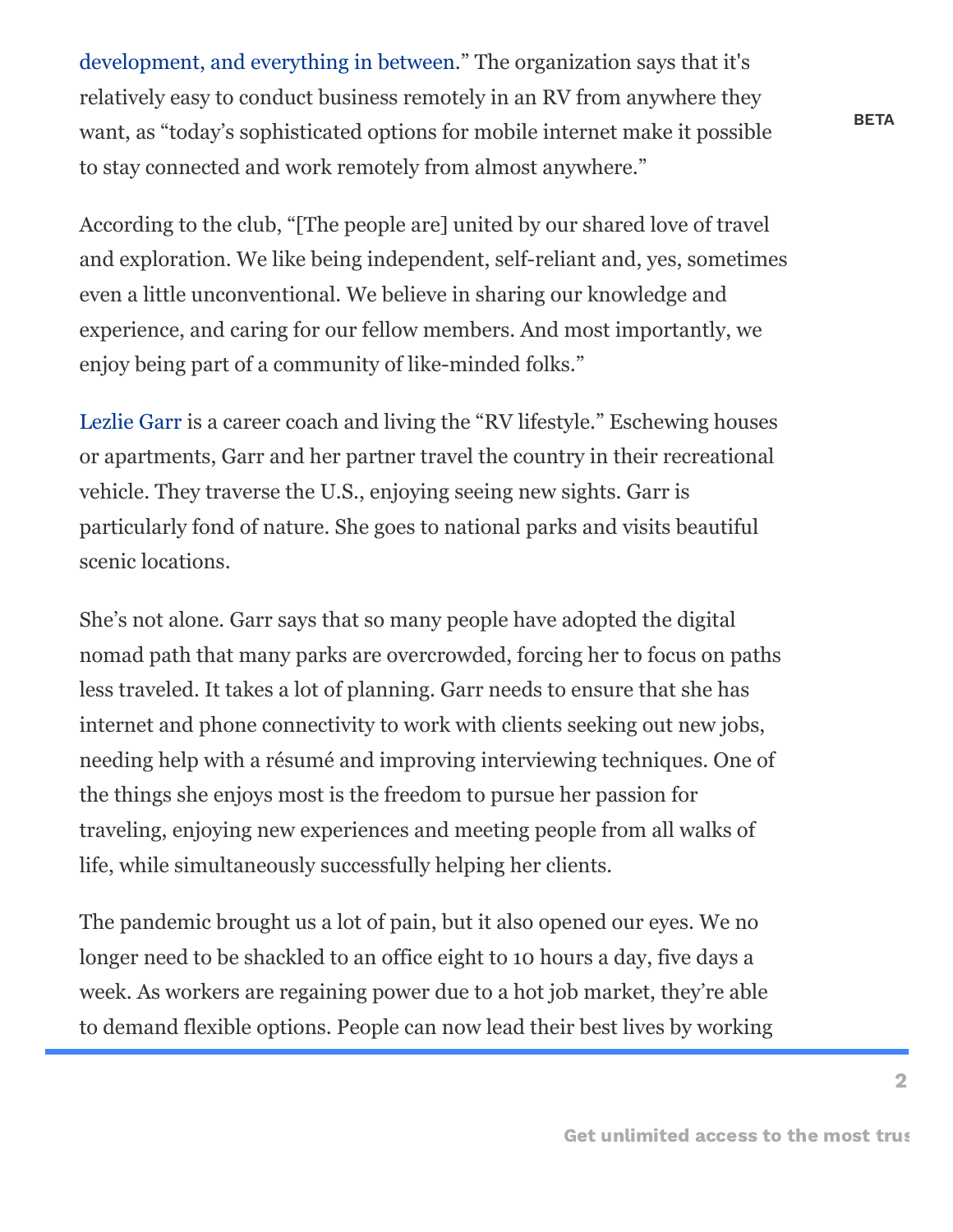development, and everything in between." The organization says that it's relatively easy to conduct business remotely in an RV from anywhere they want, as "today's sophisticated options for mobile internet make it possible to stay connected and work remotely from almost anywhere."

According to the club, "[The people are] united by our shared love of travel and exploration. We like being independent, self-reliant and, yes, sometimes even a little unconventional. We believe in sharing our knowledge and experience, and caring for our fellow members. And most importantly, we enjoy being part of a community of like-minded folks."

Lezlie Garr is a career coach and living the "RV lifestyle." Eschewing houses or apartments, Garr and her partner travel the country in their recreational vehicle. They traverse the U.S., enjoying seeing new sights. Garr is particularly fond of nature. She goes to national parks and visits beautiful scenic locations.

She's not alone. Garr says that so many people have adopted the digital nomad path that many parks are overcrowded, forcing her to focus on paths less traveled. It takes a lot of planning. Garr needs to ensure that she has internet and phone connectivity to work with clients seeking out new jobs, needing help with a résumé and improving interviewing techniques. One of the things she enjoys most is the freedom to pursue her passion for traveling, enjoying new experiences and meeting people from all walks of life, while simultaneously successfully helping her clients.

The pandemic brought us a lot of pain, but it also opened our eyes. We no longer need to be shackled to an office eight to 10 hours a day, five days a week. As workers are regaining power due to a hot job market, they're able to demand flexible options. People can now lead their best lives by working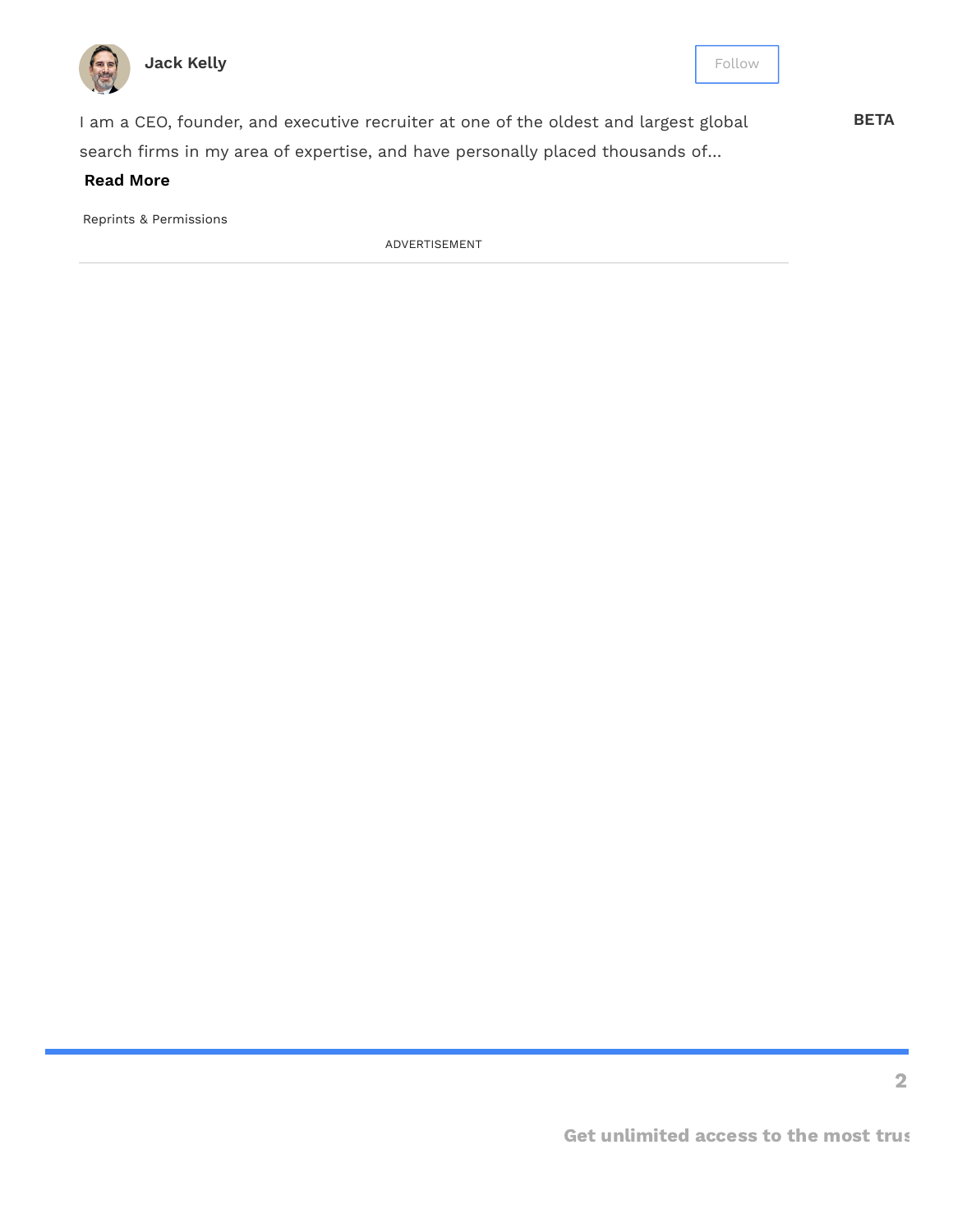**Jack Kelly**

Follow

I am a CEO, founder, and executive recruiter at one of the oldest and largest global search firms in my area of expertise, and have personally placed thousands of...

**Read More**

Reprints & Permissions

ADVERTISEMENT

**BETA**

**Get unlimited access to the most trus**